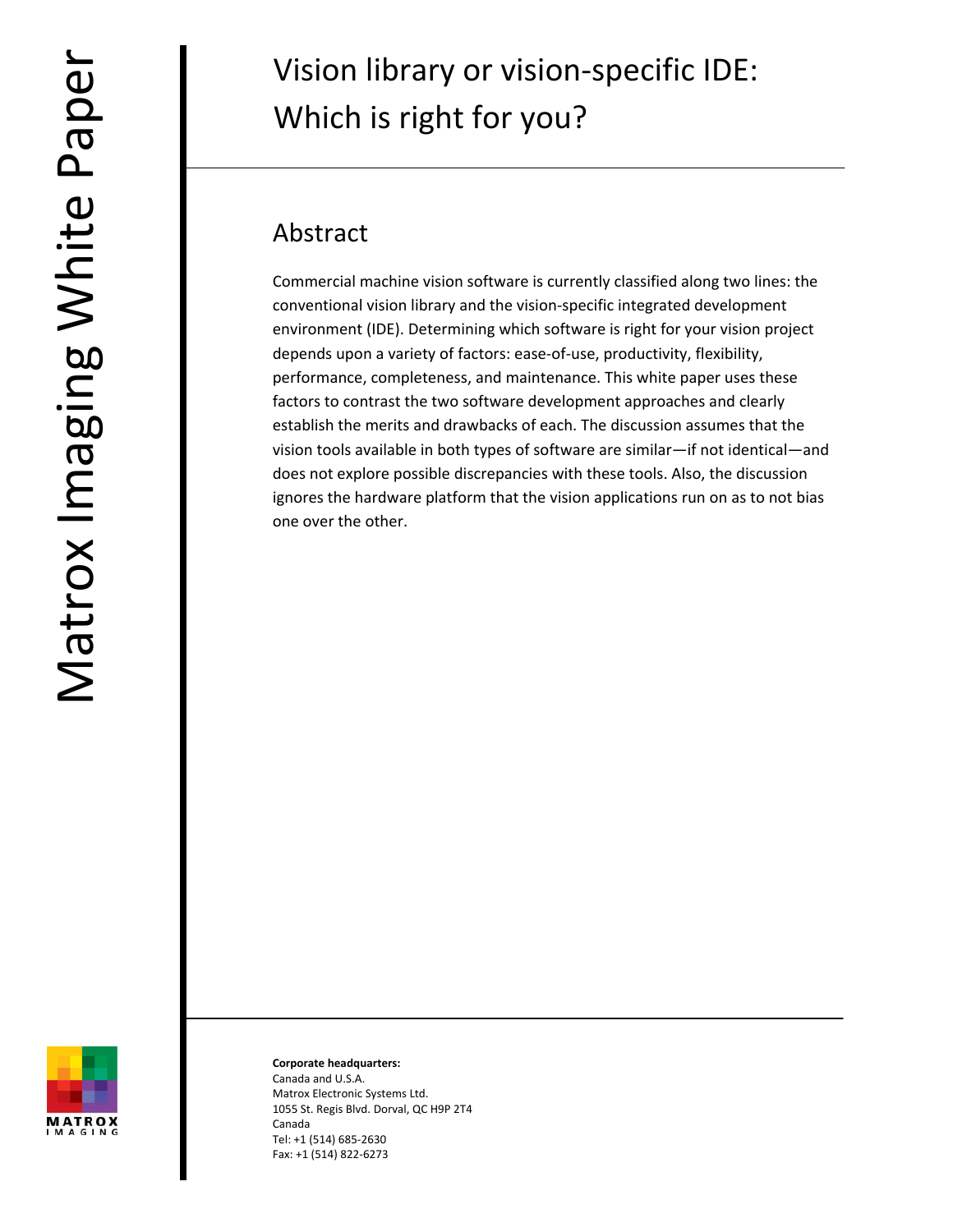# Vision library or vision-specific IDE: Which is right for you?

## Abstract

Commercial machine vision software is currently classified along two lines: the conventional vision library and the vision-specific integrated development environment (IDE). Determining which software is right for your vision project depends upon a variety of factors: ease-of-use, productivity, flexibility, performance, completeness, and maintenance. This white paper uses these factors to contrast the two software development approaches and clearly establish the merits and drawbacks of each. The discussion assumes that the vision tools available in both types of software are similar—if not identical—and does not explore possible discrepancies with these tools. Also, the discussion ignores the hardware platform that the vision applications run on as to not bias one over the other.

**Corporate headquarters:**
Canada and U.S.A.
Matrox Electronic Systems Ltd.
1055 St. Regis Blvd. Dorval, QC H9P 2T4
Canada
Tel: +1 (514) 685-2630
Fax: +1 (514) 822-6273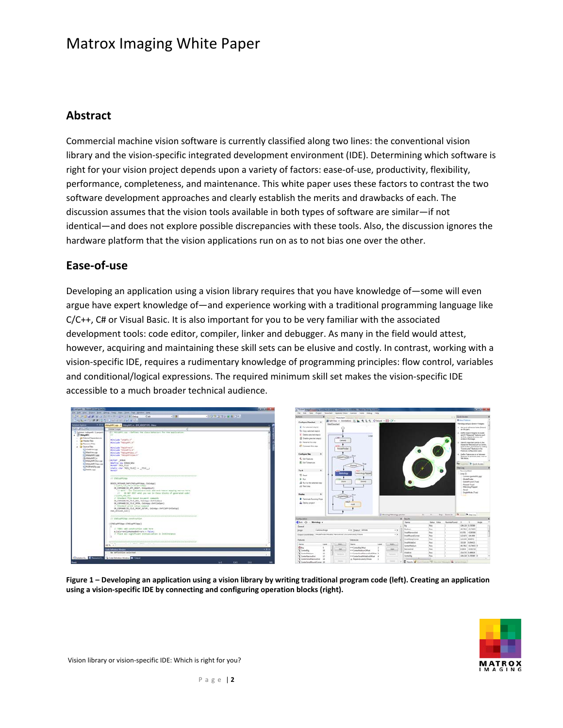## Abstract

Commercial machine vision software is currently classified along two lines: the conventional vision library and the vision-specific integrated development environment (IDE). Determining which software is right for your vision project depends upon a variety of factors: ease-of-use, productivity, flexibility, performance, completeness, and maintenance. This white paper uses these factors to contrast the two software development approaches and clearly establish the merits and drawbacks of each. The discussion assumes that the vision tools available in both types of software are similar—if not identical—and does not explore possible discrepancies with these tools. Also, the discussion ignores the hardware platform that the vision applications run on as to not bias one over the other.

## Ease-of-use

Developing an application using a vision library requires that you have knowledge of—some will even argue have expert knowledge of—and experience working with a traditional programming language like C/C++, C# or Visual Basic. It is also important for you to be very familiar with the associated development tools: code editor, compiler, linker and debugger. As many in the field would attest, however, acquiring and maintaining these skill sets can be elusive and costly. In contrast, working with a vision-specific IDE, requires a rudimentary knowledge of programming principles: flow control, variables and conditional/logical expressions. The required minimum skill set makes the vision-specific IDE accessible to a much broader technical audience.

**Figure 1 – Developing an application using a vision library by writing traditional program code (left). Creating an application using a vision-specific IDE by connecting and configuring operation blocks (right).**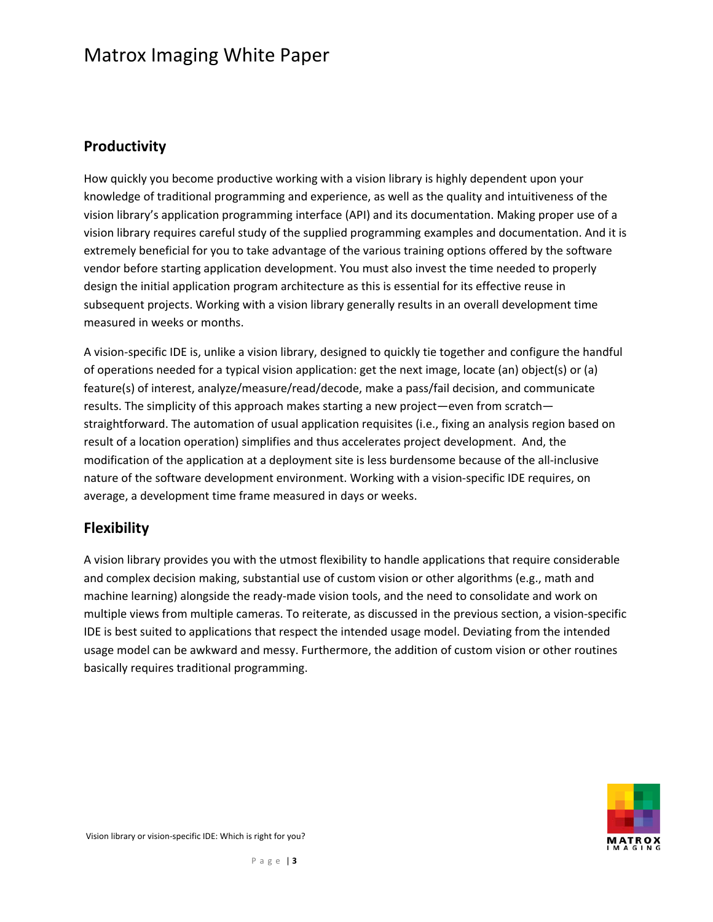## Productivity

How quickly you become productive working with a vision library is highly dependent upon your knowledge of traditional programming and experience, as well as the quality and intuitiveness of the vision library's application programming interface (API) and its documentation. Making proper use of a vision library requires careful study of the supplied programming examples and documentation. And it is extremely beneficial for you to take advantage of the various training options offered by the software vendor before starting application development. You must also invest the time needed to properly design the initial application program architecture as this is essential for its effective reuse in subsequent projects. Working with a vision library generally results in an overall development time measured in weeks or months.

A vision-specific IDE is, unlike a vision library, designed to quickly tie together and configure the handful of operations needed for a typical vision application: get the next image, locate (an) object(s) or (a) feature(s) of interest, analyze/measure/read/decode, make a pass/fail decision, and communicate results. The simplicity of this approach makes starting a new project—even from scratch—straightforward. The automation of usual application requisites (i.e., fixing an analysis region based on result of a location operation) simplifies and thus accelerates project development. And, the modification of the application at a deployment site is less burdensome because of the all-inclusive nature of the software development environment. Working with a vision-specific IDE requires, on average, a development time frame measured in days or weeks.

## Flexibility

A vision library provides you with the utmost flexibility to handle applications that require considerable and complex decision making, substantial use of custom vision or other algorithms (e.g., math and machine learning) alongside the ready-made vision tools, and the need to consolidate and work on multiple views from multiple cameras. To reiterate, as discussed in the previous section, a vision-specific IDE is best suited to applications that respect the intended usage model. Deviating from the intended usage model can be awkward and messy. Furthermore, the addition of custom vision or other routines basically requires traditional programming.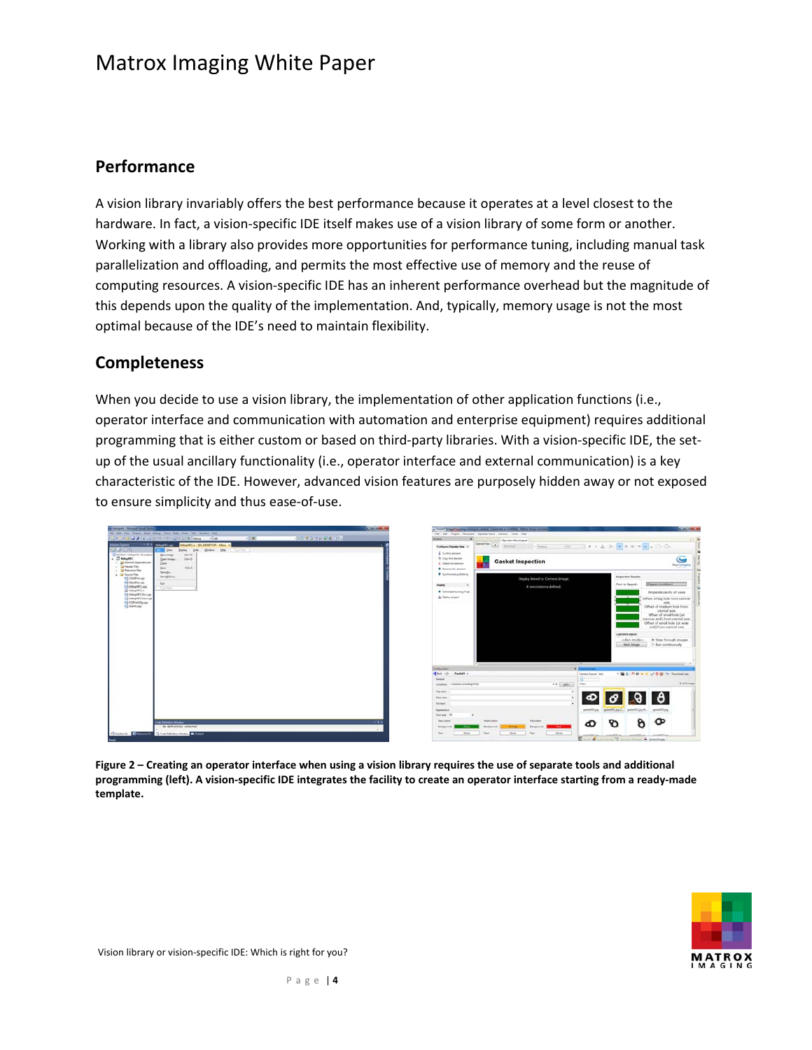## Performance

A vision library invariably offers the best performance because it operates at a level closest to the hardware. In fact, a vision-specific IDE itself makes use of a vision library of some form or another. Working with a library also provides more opportunities for performance tuning, including manual task parallelization and offloading, and permits the most effective use of memory and the reuse of computing resources. A vision-specific IDE has an inherent performance overhead but the magnitude of this depends upon the quality of the implementation. And, typically, memory usage is not the most optimal because of the IDE's need to maintain flexibility.

## Completeness

When you decide to use a vision library, the implementation of other application functions (i.e., operator interface and communication with automation and enterprise equipment) requires additional programming that is either custom or based on third-party libraries. With a vision-specific IDE, the set-up of the usual ancillary functionality (i.e., operator interface and external communication) is a key characteristic of the IDE. However, advanced vision features are purposely hidden away or not exposed to ensure simplicity and thus ease-of-use.

**Figure 2 – Creating an operator interface when using a vision library requires the use of separate tools and additional programming (left). A vision-specific IDE integrates the facility to create an operator interface starting from a ready-made template.**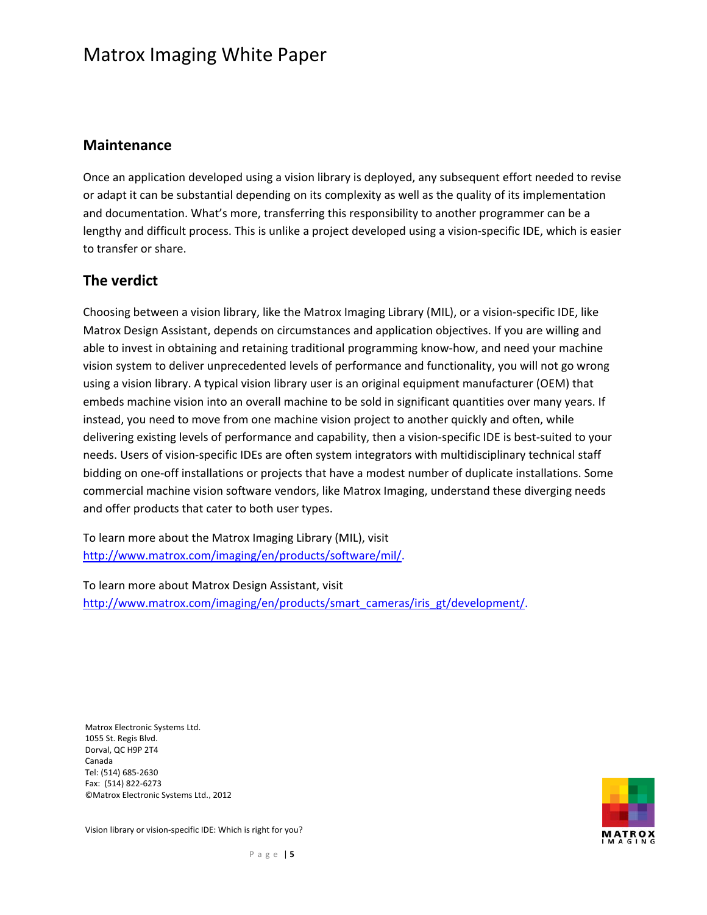## Maintenance

Once an application developed using a vision library is deployed, any subsequent effort needed to revise or adapt it can be substantial depending on its complexity as well as the quality of its implementation and documentation. What's more, transferring this responsibility to another programmer can be a lengthy and difficult process. This is unlike a project developed using a vision-specific IDE, which is easier to transfer or share.

## The verdict

Choosing between a vision library, like the Matrox Imaging Library (MIL), or a vision-specific IDE, like Matrox Design Assistant, depends on circumstances and application objectives. If you are willing and able to invest in obtaining and retaining traditional programming know-how, and need your machine vision system to deliver unprecedented levels of performance and functionality, you will not go wrong using a vision library. A typical vision library user is an original equipment manufacturer (OEM) that embeds machine vision into an overall machine to be sold in significant quantities over many years. If instead, you need to move from one machine vision project to another quickly and often, while delivering existing levels of performance and capability, then a vision-specific IDE is best-suited to your needs. Users of vision-specific IDEs are often system integrators with multidisciplinary technical staff bidding on one-off installations or projects that have a modest number of duplicate installations. Some commercial machine vision software vendors, like Matrox Imaging, understand these diverging needs and offer products that cater to both user types.

To learn more about the Matrox Imaging Library (MIL), visit http://www.matrox.com/imaging/en/products/software/mil/.

To learn more about Matrox Design Assistant, visit http://www.matrox.com/imaging/en/products/smart_cameras/iris_gt/development/.

Matrox Electronic Systems Ltd.
1055 St. Regis Blvd.
Dorval, QC H9P 2T4
Canada
Tel: (514) 685-2630
Fax: (514) 822-6273
©Matrox Electronic Systems Ltd., 2012